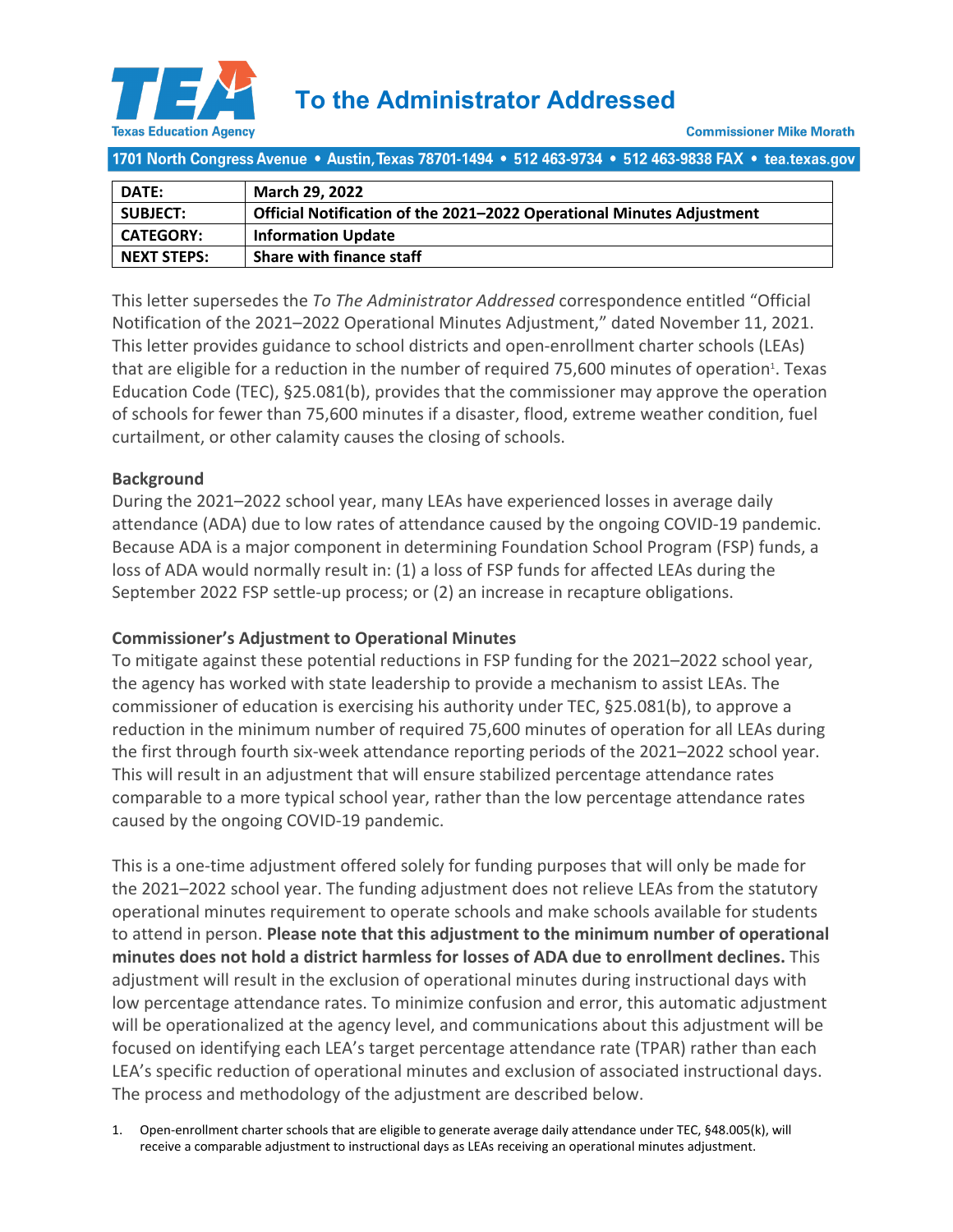# To the Administrator Addressed

Texas Education Agency

Commissioner Mike Morath

1701 North Congress Avenue • Austin, Texas 78701-1494 • 512 463-9734 • 512 463-9838 FAX • tea.texas.gov

| | |
|---|---|
| **DATE:** | **March 29, 2022** |
| **SUBJECT:** | **Official Notification of the 2021–2022 Operational Minutes Adjustment** |
| **CATEGORY:** | **Information Update** |
| **NEXT STEPS:** | **Share with finance staff** |

This letter supersedes the *To The Administrator Addressed* correspondence entitled "Official Notification of the 2021–2022 Operational Minutes Adjustment," dated November 11, 2021. This letter provides guidance to school districts and open-enrollment charter schools (LEAs) that are eligible for a reduction in the number of required 75,600 minutes of operation[1]. Texas Education Code (TEC), §25.081(b), provides that the commissioner may approve the operation of schools for fewer than 75,600 minutes if a disaster, flood, extreme weather condition, fuel curtailment, or other calamity causes the closing of schools.

**Background**

During the 2021–2022 school year, many LEAs have experienced losses in average daily attendance (ADA) due to low rates of attendance caused by the ongoing COVID-19 pandemic. Because ADA is a major component in determining Foundation School Program (FSP) funds, a loss of ADA would normally result in: (1) a loss of FSP funds for affected LEAs during the September 2022 FSP settle-up process; or (2) an increase in recapture obligations.

**Commissioner's Adjustment to Operational Minutes**

To mitigate against these potential reductions in FSP funding for the 2021–2022 school year, the agency has worked with state leadership to provide a mechanism to assist LEAs. The commissioner of education is exercising his authority under TEC, §25.081(b), to approve a reduction in the minimum number of required 75,600 minutes of operation for all LEAs during the first through fourth six-week attendance reporting periods of the 2021–2022 school year. This will result in an adjustment that will ensure stabilized percentage attendance rates comparable to a more typical school year, rather than the low percentage attendance rates caused by the ongoing COVID-19 pandemic.

This is a one-time adjustment offered solely for funding purposes that will only be made for the 2021–2022 school year. The funding adjustment does not relieve LEAs from the statutory operational minutes requirement to operate schools and make schools available for students to attend in person. **Please note that this adjustment to the minimum number of operational minutes does not hold a district harmless for losses of ADA due to enrollment declines.** This adjustment will result in the exclusion of operational minutes during instructional days with low percentage attendance rates. To minimize confusion and error, this automatic adjustment will be operationalized at the agency level, and communications about this adjustment will be focused on identifying each LEA's target percentage attendance rate (TPAR) rather than each LEA's specific reduction of operational minutes and exclusion of associated instructional days. The process and methodology of the adjustment are described below.

1. Open-enrollment charter schools that are eligible to generate average daily attendance under TEC, §48.005(k), will receive a comparable adjustment to instructional days as LEAs receiving an operational minutes adjustment.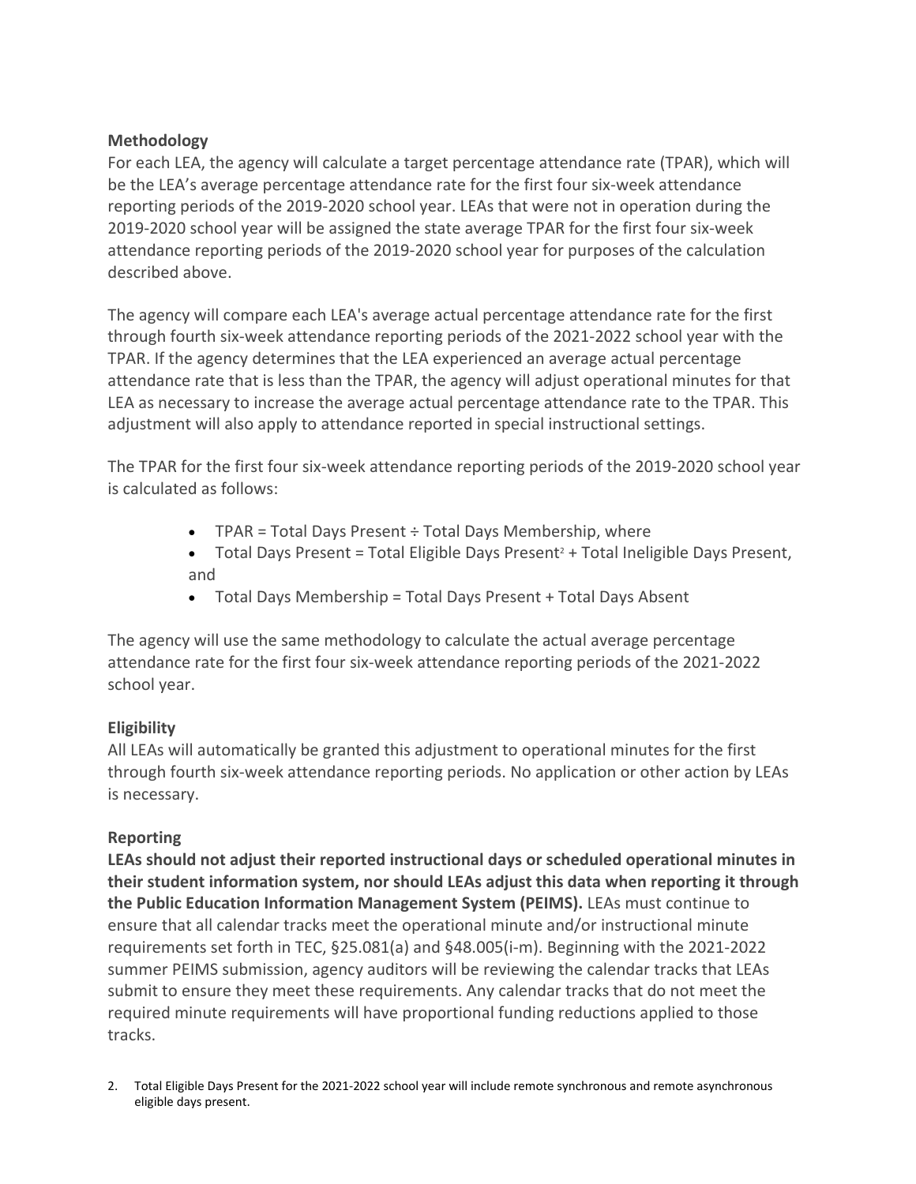**Methodology**

For each LEA, the agency will calculate a target percentage attendance rate (TPAR), which will be the LEA's average percentage attendance rate for the first four six-week attendance reporting periods of the 2019-2020 school year. LEAs that were not in operation during the 2019-2020 school year will be assigned the state average TPAR for the first four six-week attendance reporting periods of the 2019-2020 school year for purposes of the calculation described above.

The agency will compare each LEA's average actual percentage attendance rate for the first through fourth six-week attendance reporting periods of the 2021-2022 school year with the TPAR. If the agency determines that the LEA experienced an average actual percentage attendance rate that is less than the TPAR, the agency will adjust operational minutes for that LEA as necessary to increase the average actual percentage attendance rate to the TPAR. This adjustment will also apply to attendance reported in special instructional settings.

The TPAR for the first four six-week attendance reporting periods of the 2019-2020 school year is calculated as follows:

- TPAR = Total Days Present ÷ Total Days Membership, where
- Total Days Present = Total Eligible Days Present[2] + Total Ineligible Days Present, and
- Total Days Membership = Total Days Present + Total Days Absent

The agency will use the same methodology to calculate the actual average percentage attendance rate for the first four six-week attendance reporting periods of the 2021-2022 school year.

**Eligibility**

All LEAs will automatically be granted this adjustment to operational minutes for the first through fourth six-week attendance reporting periods. No application or other action by LEAs is necessary.

**Reporting**

**LEAs should not adjust their reported instructional days or scheduled operational minutes in their student information system, nor should LEAs adjust this data when reporting it through the Public Education Information Management System (PEIMS).** LEAs must continue to ensure that all calendar tracks meet the operational minute and/or instructional minute requirements set forth in TEC, §25.081(a) and §48.005(i-m). Beginning with the 2021-2022 summer PEIMS submission, agency auditors will be reviewing the calendar tracks that LEAs submit to ensure they meet these requirements. Any calendar tracks that do not meet the required minute requirements will have proportional funding reductions applied to those tracks.

2. Total Eligible Days Present for the 2021-2022 school year will include remote synchronous and remote asynchronous eligible days present.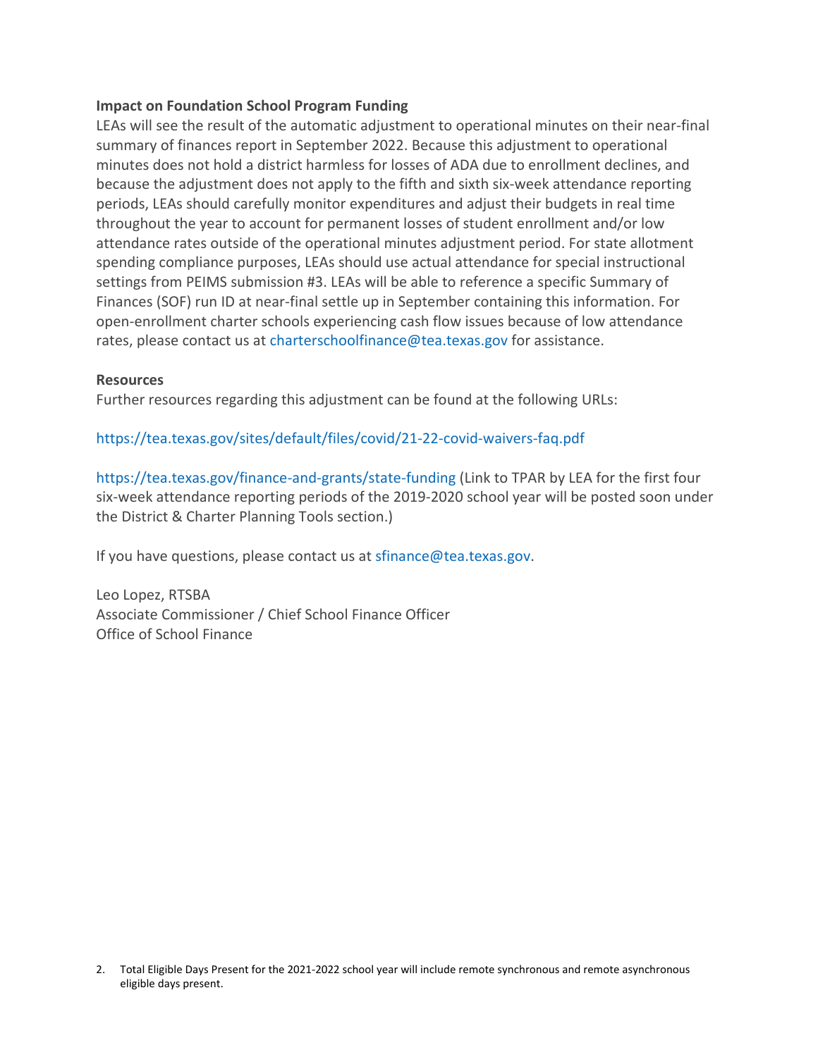**Impact on Foundation School Program Funding**

LEAs will see the result of the automatic adjustment to operational minutes on their near-final summary of finances report in September 2022. Because this adjustment to operational minutes does not hold a district harmless for losses of ADA due to enrollment declines, and because the adjustment does not apply to the fifth and sixth six-week attendance reporting periods, LEAs should carefully monitor expenditures and adjust their budgets in real time throughout the year to account for permanent losses of student enrollment and/or low attendance rates outside of the operational minutes adjustment period. For state allotment spending compliance purposes, LEAs should use actual attendance for special instructional settings from PEIMS submission #3. LEAs will be able to reference a specific Summary of Finances (SOF) run ID at near-final settle up in September containing this information. For open-enrollment charter schools experiencing cash flow issues because of low attendance rates, please contact us at charterschoolfinance@tea.texas.gov for assistance.

**Resources**

Further resources regarding this adjustment can be found at the following URLs:

https://tea.texas.gov/sites/default/files/covid/21-22-covid-waivers-faq.pdf

https://tea.texas.gov/finance-and-grants/state-funding (Link to TPAR by LEA for the first four six-week attendance reporting periods of the 2019-2020 school year will be posted soon under the District & Charter Planning Tools section.)

If you have questions, please contact us at sfinance@tea.texas.gov.

Leo Lopez, RTSBA
Associate Commissioner / Chief School Finance Officer
Office of School Finance

2. Total Eligible Days Present for the 2021-2022 school year will include remote synchronous and remote asynchronous eligible days present.